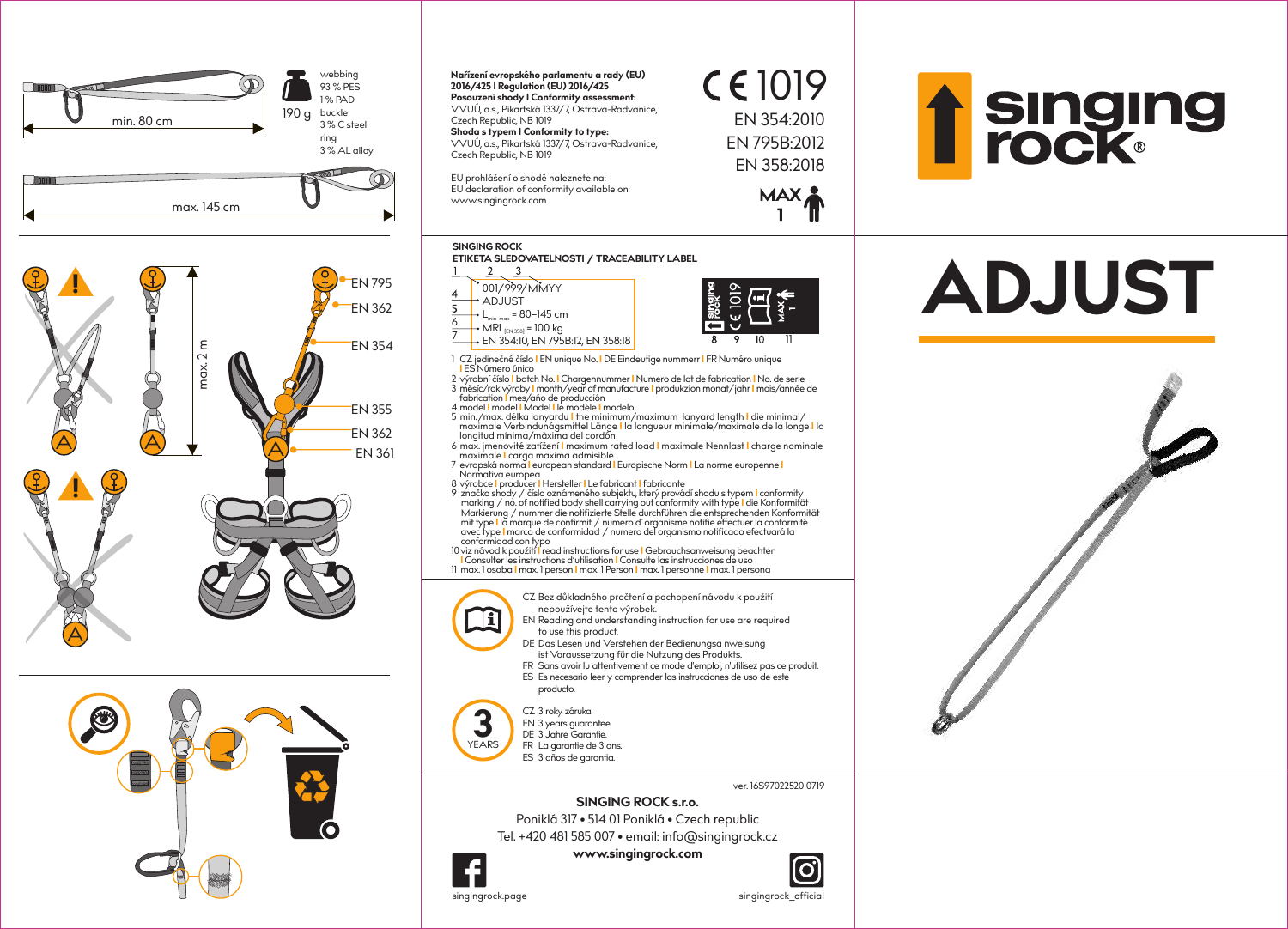# singing rock®

# ADJUST

min. 80 cm

max. 145 cm

190 g

webbing
93 % PES
1 % PAD
buckle
3 % C steel
ring
3 % AL alloy

max. 2 m

EN 795
EN 362
EN 354
EN 355
EN 362
EN 361

**Nařízení evropského parlamentu a rady (EU) 2016/425 I Regulation (EU) 2016/425**
**Posouzení shody I Conformity assessment:**
VVUÚ, a.s., Pikartská 1337/7, Ostrava-Radvanice, Czech Republic, NB 1019
**Shoda s typem I Conformity to type:**
VVUÚ, a.s., Pikartská 1337/7, Ostrava-Radvanice, Czech Republic, NB 1019

EU prohlášení o shodě naleznete na:
EU declaration of conformity available on:
www.singingrock.com

CE 1019
EN 354:2010
EN 795B:2012
EN 358:2018

MAX 1

**SINGING ROCK**
**ETIKETA SLEDOVATELNOSTI / TRACEABILITY LABEL**

1 2 3
4 001/999/MMYY
5 ADJUST
6 $L_{min-max}$ = 80–145 cm
7 $MRL_{[EN\ 358]}$ = 100 kg
EN 354:10, EN 795B:12, EN 358:18

8 9 10 11

1 CZ jedinečné číslo I EN unique No. I DE Eindeutige nummerr I FR Numéro unique I ES Número único
2 výrobní číslo I batch No. I Chargennummer I Numero de lot de fabrication I No. de serie
3 měsíc/rok výroby I month/year of manufacture I produkzion monat/jahr I mois/année de fabrication I mes/año de producción
4 model I model I Model I le modèle I modelo
5 min./max. délka lanyardu I the minimum/maximum lanyard length I die minimal/ maximale Verbindunägsmittel Länge I la longueur minimale/maximale de la longe I la longitud mínima/màxima del cordón
6 max. jmenovité zatížení I maximum rated load I maximale Nennlast I charge nominale maximale I carga maxima admisible
7 evropská norma I european standard I Europische Norm I La norme europenne I Normativa europea
8 výrobce I producer I Hersteller I Le fabricant I fabricante
9 značka shody / číslo oznámeného subjektu, který provádí shodu s typem I conformity marking / no. of notified body shell carrying out conformity with type I die Konformität Markierung / nummer die notifizierte Stelle durchführen die entsprechenden Konformität mit type I la marque de confirmit / numero d´organisme notifie effectuer la conformité avec type I marca de conformidad / numero del organismo notificado efectuará la conformidad con typo
10 viz návod k použití I read instructions for use I Gebrauchsanweisung beachten I Consulter les instructions d'utilisation I Consulte las instrucciones de uso
11 max. 1 osoba I max. 1 person I max. 1 Person I max. 1 personne I max. 1 persona

CZ Bez důkladného pročtení a pochopení návodu k použití nepoužívejte tento výrobek.
EN Reading and understanding instruction for use are required to use this product.
DE Das Lesen und Verstehen der Bedienungsa nweisung ist Voraussetzung für die Nutzung des Produkts.
FR Sans avoir lu attentivement ce mode d'emploi, n'utilisez pas ce produit.
ES Es necesario leer y comprender las instrucciones de uso de este producto.

3 YEARS

CZ 3 roky záruka.
EN 3 years guarantee.
DE 3 Jahre Garantie.
FR La garantie de 3 ans.
ES 3 años de garantia.

ver. 16S97022520 0719

**SINGING ROCK s.r.o.**
Poniklá 317 • 514 01 Poniklá • Czech republic
Tel. +420 481 585 007 • email: info@singingrock.cz
**www.singingrock.com**

singingrock.page
singingrock_official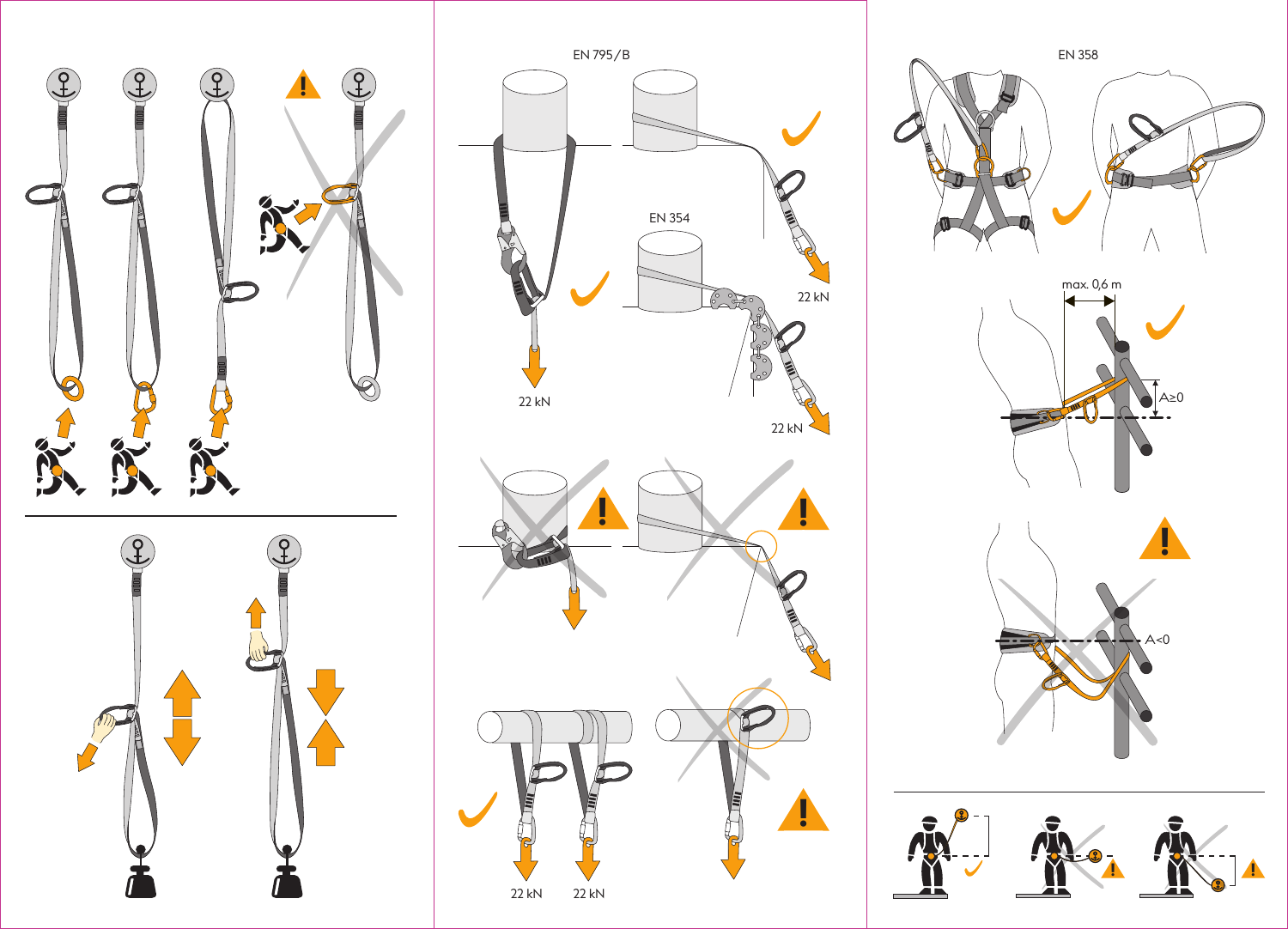EN 795/B

22 kN

22 kN

EN 354

22 kN

22 kN

22 kN

EN 358

max. 0,6 m

A≥0

A<0